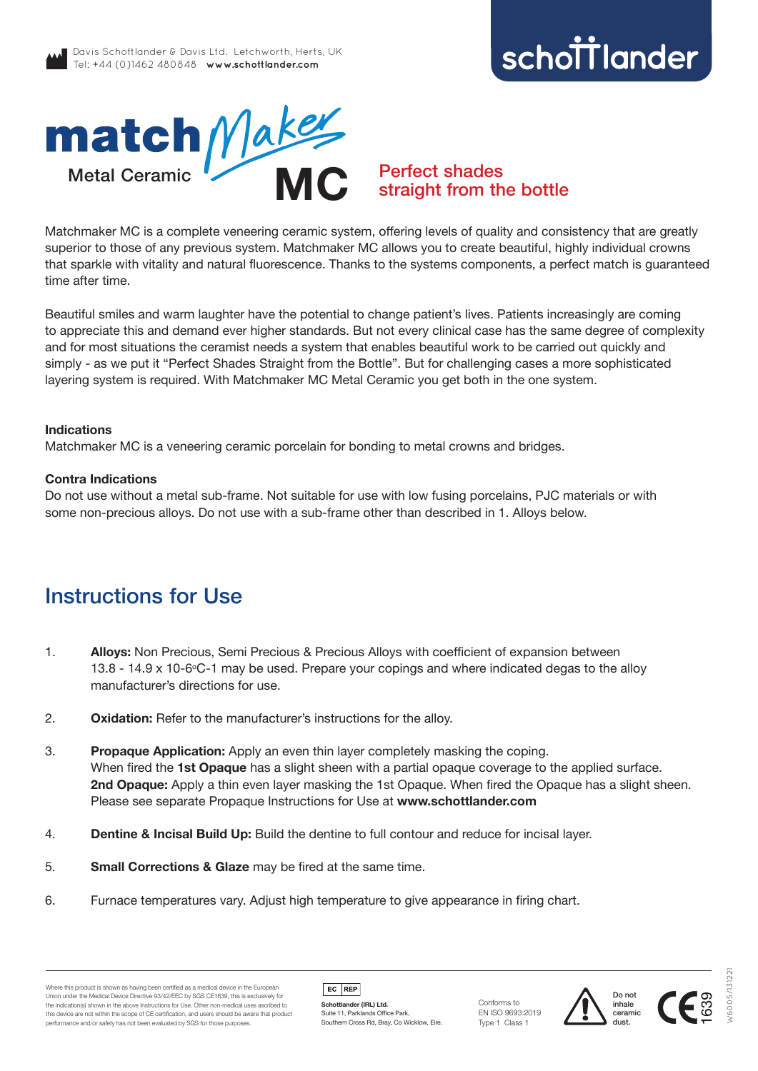Davis Schottlander & Davis Ltd. Letchworth, Herts, UK
Tel: +44 (0)1462 480848 **www.schottlander.com**

schottlander

# matchMaker MC
Metal Ceramic

**Perfect shades straight from the bottle**

Matchmaker MC is a complete veneering ceramic system, offering levels of quality and consistency that are greatly superior to those of any previous system. Matchmaker MC allows you to create beautiful, highly individual crowns that sparkle with vitality and natural fluorescence. Thanks to the systems components, a perfect match is guaranteed time after time.

Beautiful smiles and warm laughter have the potential to change patient's lives. Patients increasingly are coming to appreciate this and demand ever higher standards. But not every clinical case has the same degree of complexity and for most situations the ceramist needs a system that enables beautiful work to be carried out quickly and simply - as we put it "Perfect Shades Straight from the Bottle". But for challenging cases a more sophisticated layering system is required. With Matchmaker MC Metal Ceramic you get both in the one system.

**Indications**
Matchmaker MC is a veneering ceramic porcelain for bonding to metal crowns and bridges.

**Contra Indications**
Do not use without a metal sub-frame. Not suitable for use with low fusing porcelains, PJC materials or with some non-precious alloys. Do not use with a sub-frame other than described in 1. Alloys below.

## Instructions for Use

1. **Alloys:** Non Precious, Semi Precious & Precious Alloys with coefficient of expansion between 13.8 - 14.9 x $10^{-6}$°C-1 may be used. Prepare your copings and where indicated degas to the alloy manufacturer's directions for use.

2. **Oxidation:** Refer to the manufacturer's instructions for the alloy.

3. **Propaque Application:** Apply an even thin layer completely masking the coping.
   When fired the **1st Opaque** has a slight sheen with a partial opaque coverage to the applied surface.
   **2nd Opaque:** Apply a thin even layer masking the 1st Opaque. When fired the Opaque has a slight sheen.
   Please see separate Propaque Instructions for Use at **www.schottlander.com**

4. **Dentine & Incisal Build Up:** Build the dentine to full contour and reduce for incisal layer.

5. **Small Corrections & Glaze** may be fired at the same time.

6. Furnace temperatures vary. Adjust high temperature to give appearance in firing chart.

Where this product is shown as having been certified as a medical device in the European Union under the Medical Device Directive 93/42/EEC by SGS CE1639, this is exclusively for the indication(s) shown in the above Instructions for Use. Other non-medical uses ascribed to this device are not within the scope of CE certification, and users should be aware that product performance and/or safety has not been evaluated by SGS for those purposes.

EC REP
**Schottlander (IRL) Ltd.**
Suite 11, Parklands Office Park,
Southern Cross Rd, Bray, Co Wicklow, Eire.

Conforms to
EN ISO 9693:2019
Type 1 Class 1

Do not inhale ceramic dust.

CE 1639

W6005/131221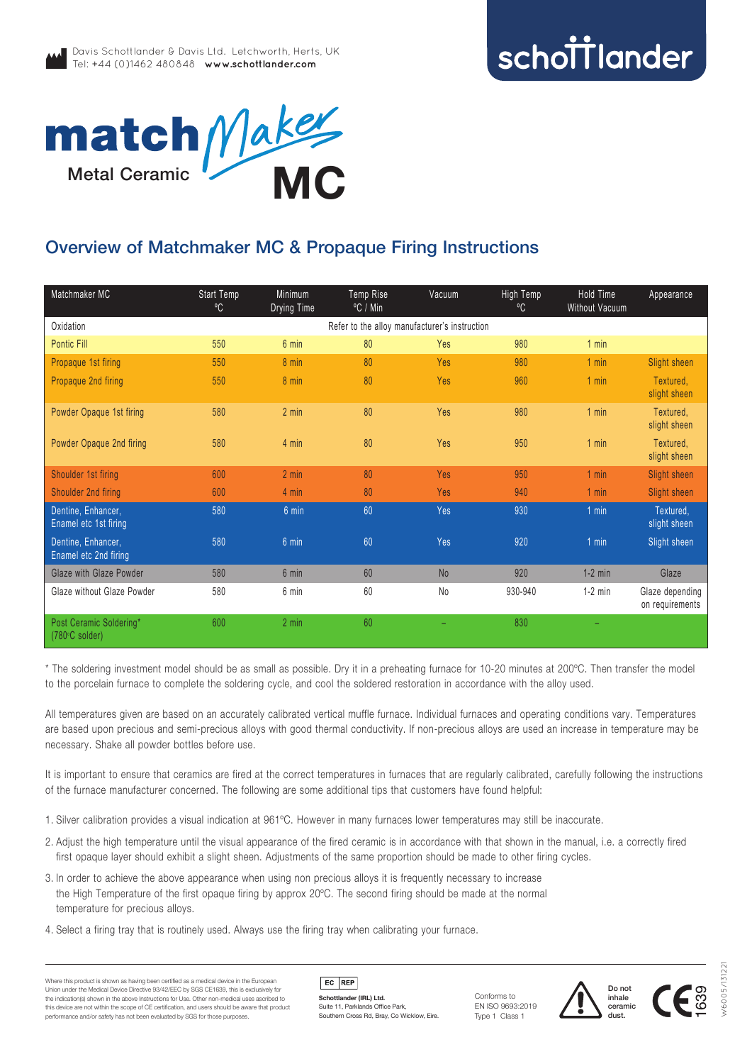Davis Schottlander & Davis Ltd. Letchworth, Herts, UK
Tel: +44 (0)1462 480848 **www.schottlander.com**

schottlander

# matchMaker Metal Ceramic MC

## Overview of Matchmaker MC & Propaque Firing Instructions

| Matchmaker MC | Start Temp °C | Minimum Drying Time | Temp Rise °C / Min | Vacuum | High Temp °C | Hold Time Without Vacuum | Appearance |
|---|---|---|---|---|---|---|---|
| Oxidation | Refer to the alloy manufacturer's instruction | | | | | | |
| Pontic Fill | 550 | 6 min | 80 | Yes | 980 | 1 min | |
| Propaque 1st firing | 550 | 8 min | 80 | Yes | 980 | 1 min | Slight sheen |
| Propaque 2nd firing | 550 | 8 min | 80 | Yes | 960 | 1 min | Textured, slight sheen |
| Powder Opaque 1st firing | 580 | 2 min | 80 | Yes | 980 | 1 min | Textured, slight sheen |
| Powder Opaque 2nd firing | 580 | 4 min | 80 | Yes | 950 | 1 min | Textured, slight sheen |
| Shoulder 1st firing | 600 | 2 min | 80 | Yes | 950 | 1 min | Slight sheen |
| Shoulder 2nd firing | 600 | 4 min | 80 | Yes | 940 | 1 min | Slight sheen |
| Dentine, Enhancer, Enamel etc 1st firing | 580 | 6 min | 60 | Yes | 930 | 1 min | Textured, slight sheen |
| Dentine, Enhancer, Enamel etc 2nd firing | 580 | 6 min | 60 | Yes | 920 | 1 min | Slight sheen |
| Glaze with Glaze Powder | 580 | 6 min | 60 | No | 920 | 1-2 min | Glaze |
| Glaze without Glaze Powder | 580 | 6 min | 60 | No | 930-940 | 1-2 min | Glaze depending on requirements |
| Post Ceramic Soldering* (780°C solder) | 600 | 2 min | 60 | – | 830 | – | |

* The soldering investment model should be as small as possible. Dry it in a preheating furnace for 10-20 minutes at 200ºC. Then transfer the model to the porcelain furnace to complete the soldering cycle, and cool the soldered restoration in accordance with the alloy used.

All temperatures given are based on an accurately calibrated vertical muffle furnace. Individual furnaces and operating conditions vary. Temperatures are based upon precious and semi-precious alloys with good thermal conductivity. If non-precious alloys are used an increase in temperature may be necessary. Shake all powder bottles before use.

It is important to ensure that ceramics are fired at the correct temperatures in furnaces that are regularly calibrated, carefully following the instructions of the furnace manufacturer concerned. The following are some additional tips that customers have found helpful:

1. Silver calibration provides a visual indication at 961ºC. However in many furnaces lower temperatures may still be inaccurate.
2. Adjust the high temperature until the visual appearance of the fired ceramic is in accordance with that shown in the manual, i.e. a correctly fired first opaque layer should exhibit a slight sheen. Adjustments of the same proportion should be made to other firing cycles.
3. In order to achieve the above appearance when using non precious alloys it is frequently necessary to increase the High Temperature of the first opaque firing by approx 20ºC. The second firing should be made at the normal temperature for precious alloys.
4. Select a firing tray that is routinely used. Always use the firing tray when calibrating your furnace.

Where this product is shown as having been certified as a medical device in the European Union under the Medical Device Directive 93/42/EEC by SGS CE1639, this is exclusively for the indication(s) shown in the above Instructions for Use. Other non-medical uses ascribed to this device are not within the scope of CE certification, and users should be aware that product performance and/or safety has not been evaluated by SGS for those purposes.

EC REP
**Schottlander (IRL) Ltd.**
Suite 11, Parklands Office Park,
Southern Cross Rd, Bray, Co Wicklow, Eire.

Conforms to
EN ISO 9693:2019
Type 1 Class 1

**Do not inhale ceramic dust.**

CE 1639

W6005/131221